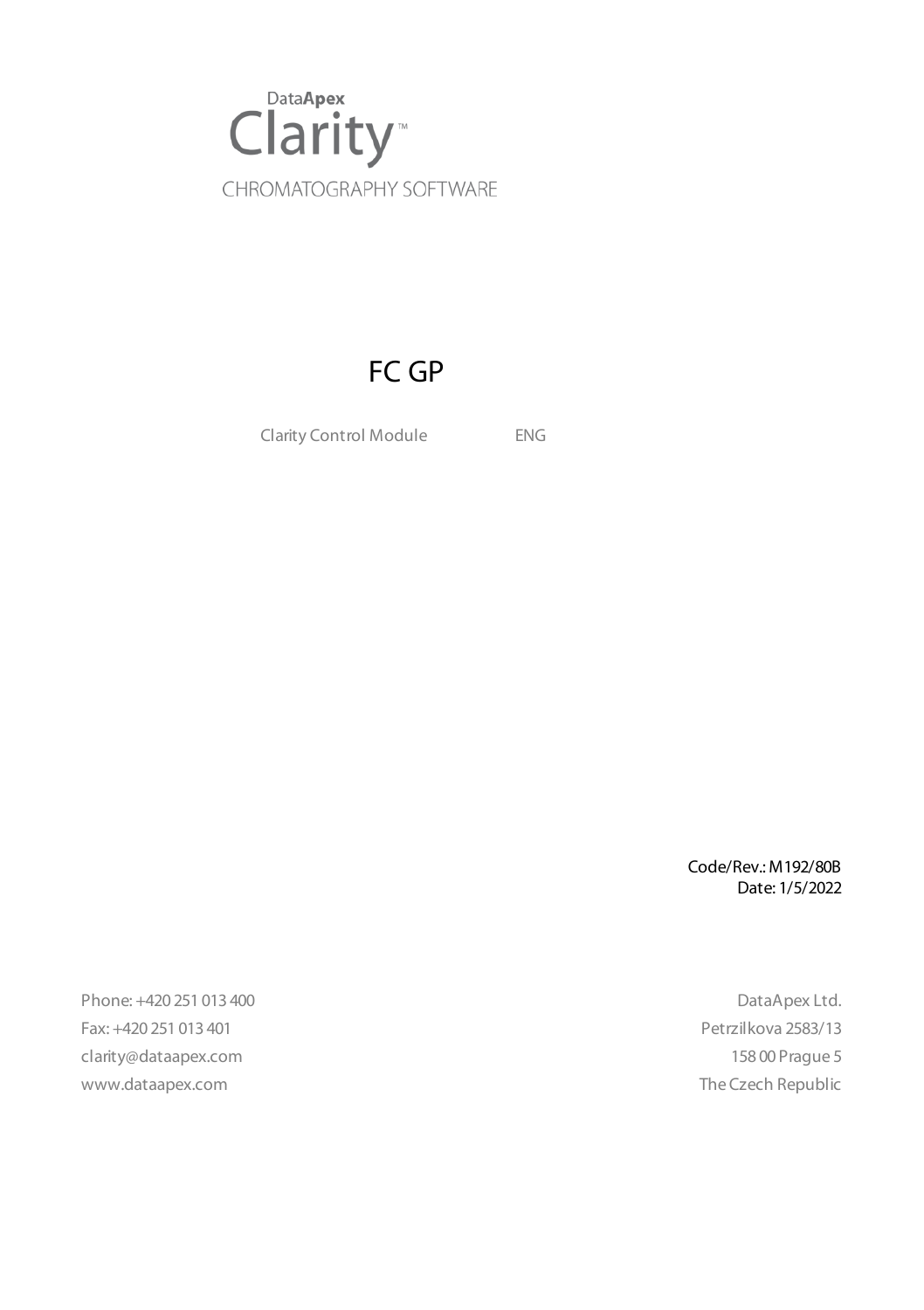DataApex

Clarity™

CHROMATOGRAPHY SOFTWARE

# FC GP

Clarity Control Module ENG

Code/Rev.: M192/80B
Date: 1/5/2022

Phone: +420 251 013 400
Fax: +420 251 013 401
clarity@dataapex.com
www.dataapex.com

DataApex Ltd.
Petrzilkova 2583/13
158 00 Prague 5
The Czech Republic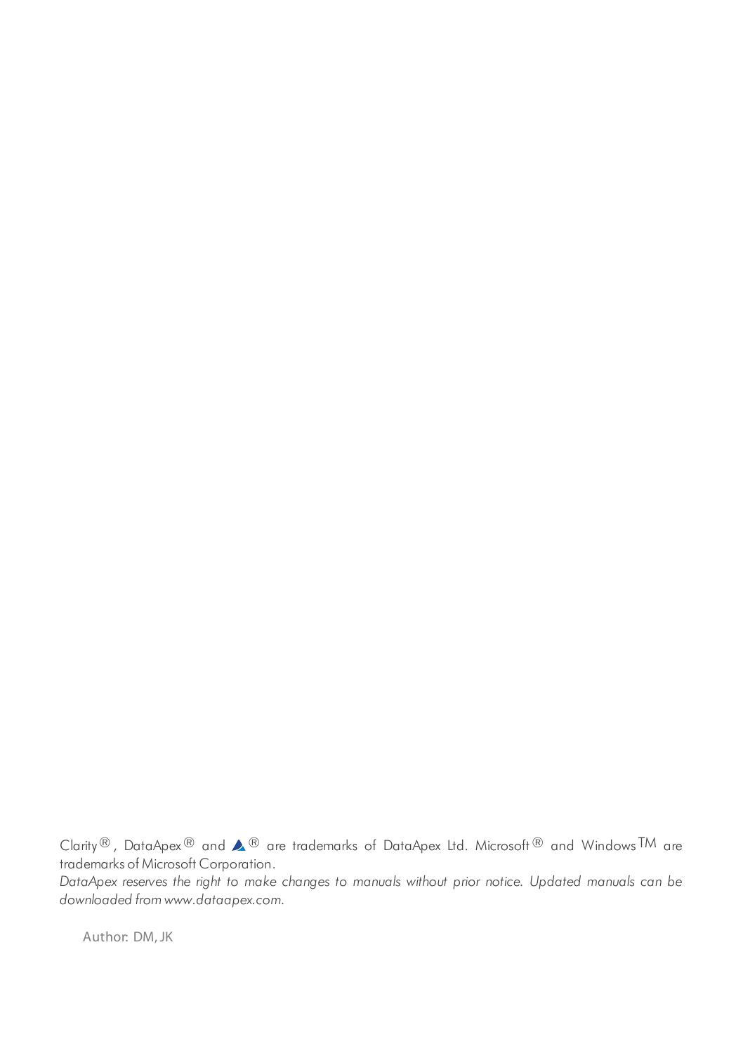Clarity®, DataApex® and ▲® are trademarks of DataApex Ltd. Microsoft® and Windows™ are trademarks of Microsoft Corporation.

*DataApex reserves the right to make changes to manuals without prior notice. Updated manuals can be downloaded from www.dataapex.com.*

Author: DM, JK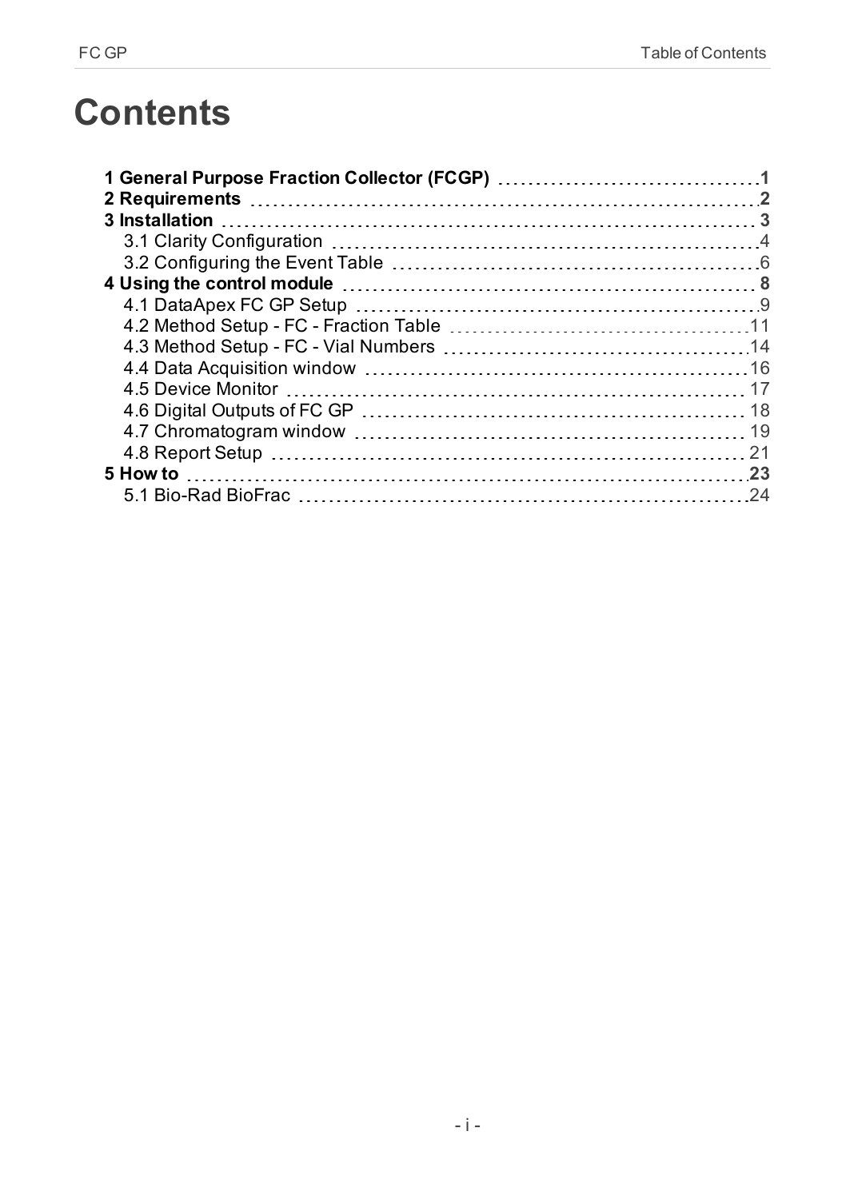# Contents

**1 General Purpose Fraction Collector (FCGP)** ..... **1**
**2 Requirements** ..... **2**
**3 Installation** ..... **3**
- 3.1 Clarity Configuration ..... 4
- 3.2 Configuring the Event Table ..... 6

**4 Using the control module** ..... **8**
- 4.1 DataApex FC GP Setup ..... 9
- 4.2 Method Setup - FC - Fraction Table ..... 11
- 4.3 Method Setup - FC - Vial Numbers ..... 14
- 4.4 Data Acquisition window ..... 16
- 4.5 Device Monitor ..... 17
- 4.6 Digital Outputs of FC GP ..... 18
- 4.7 Chromatogram window ..... 19
- 4.8 Report Setup ..... 21

**5 How to** ..... **23**
- 5.1 Bio-Rad BioFrac ..... 24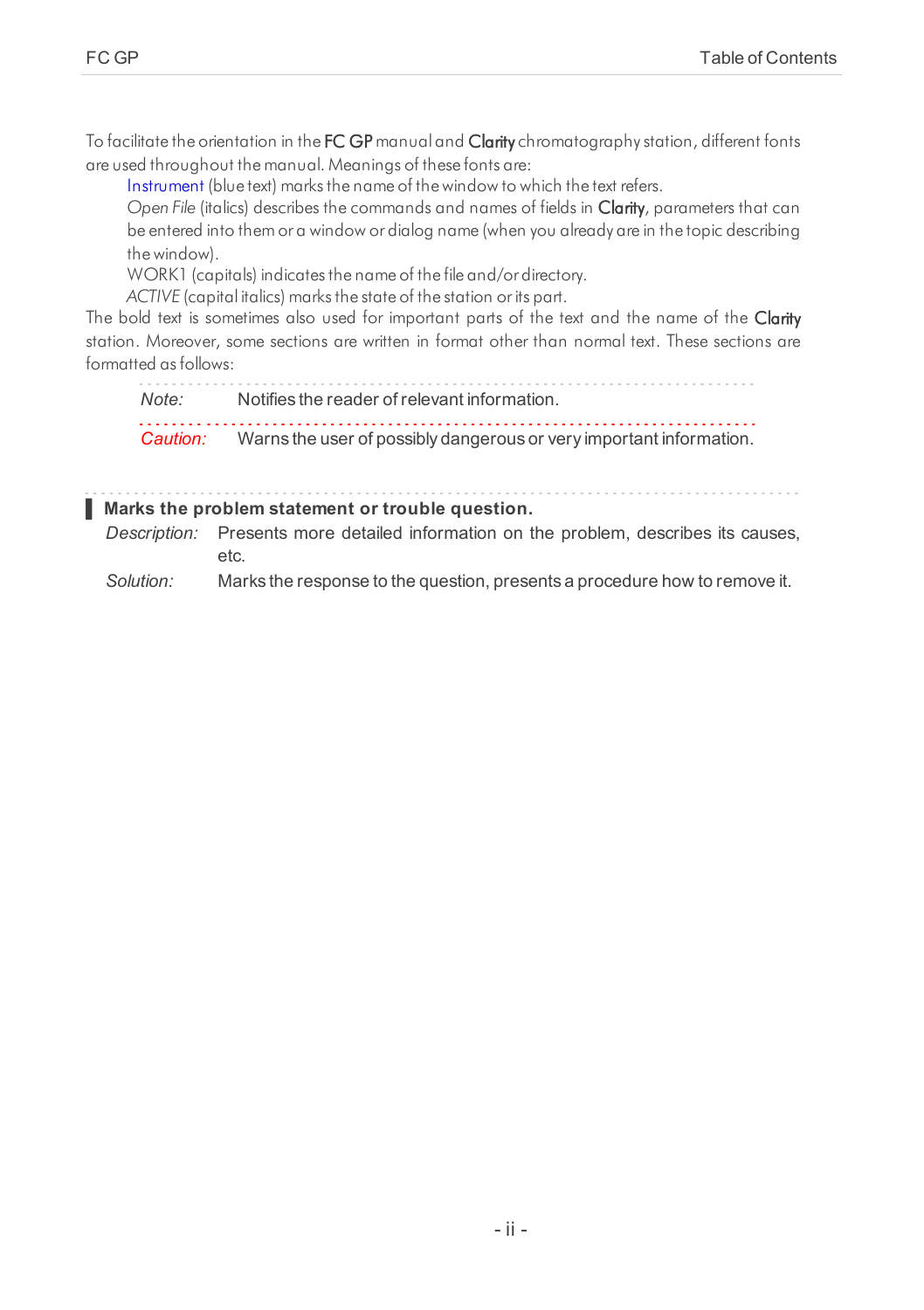To facilitate the orientation in the **FC GP** manual and **Clarity** chromatography station, different fonts are used throughout the manual. Meanings of these fonts are:

Instrument (blue text) marks the name of the window to which the text refers.

*Open File* (italics) describes the commands and names of fields in **Clarity**, parameters that can be entered into them or a window or dialog name (when you already are in the topic describing the window).

WORK1 (capitals) indicates the name of the file and/or directory.

*ACTIVE* (capital italics) marks the state of the station or its part.

The bold text is sometimes also used for important parts of the text and the name of the **Clarity** station. Moreover, some sections are written in format other than normal text. These sections are formatted as follows:

*Note:* Notifies the reader of relevant information.

*Caution:* Warns the user of possibly dangerous or very important information.

**Marks the problem statement or trouble question.**

*Description:* Presents more detailed information on the problem, describes its causes, etc.

*Solution:* Marks the response to the question, presents a procedure how to remove it.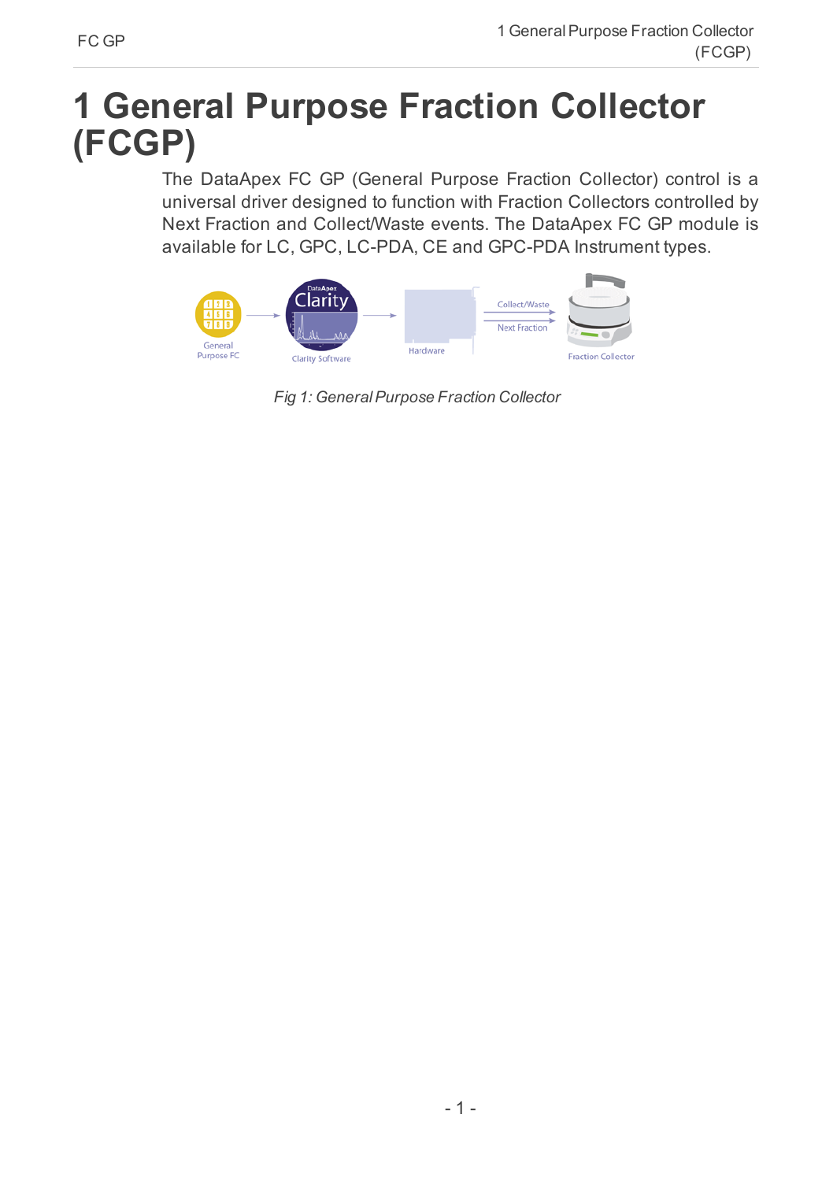# 1 General Purpose Fraction Collector (FCGP)

The DataApex FC GP (General Purpose Fraction Collector) control is a universal driver designed to function with Fraction Collectors controlled by Next Fraction and Collect/Waste events. The DataApex FC GP module is available for LC, GPC, LC-PDA, CE and GPC-PDA Instrument types.

*Fig 1: General Purpose Fraction Collector*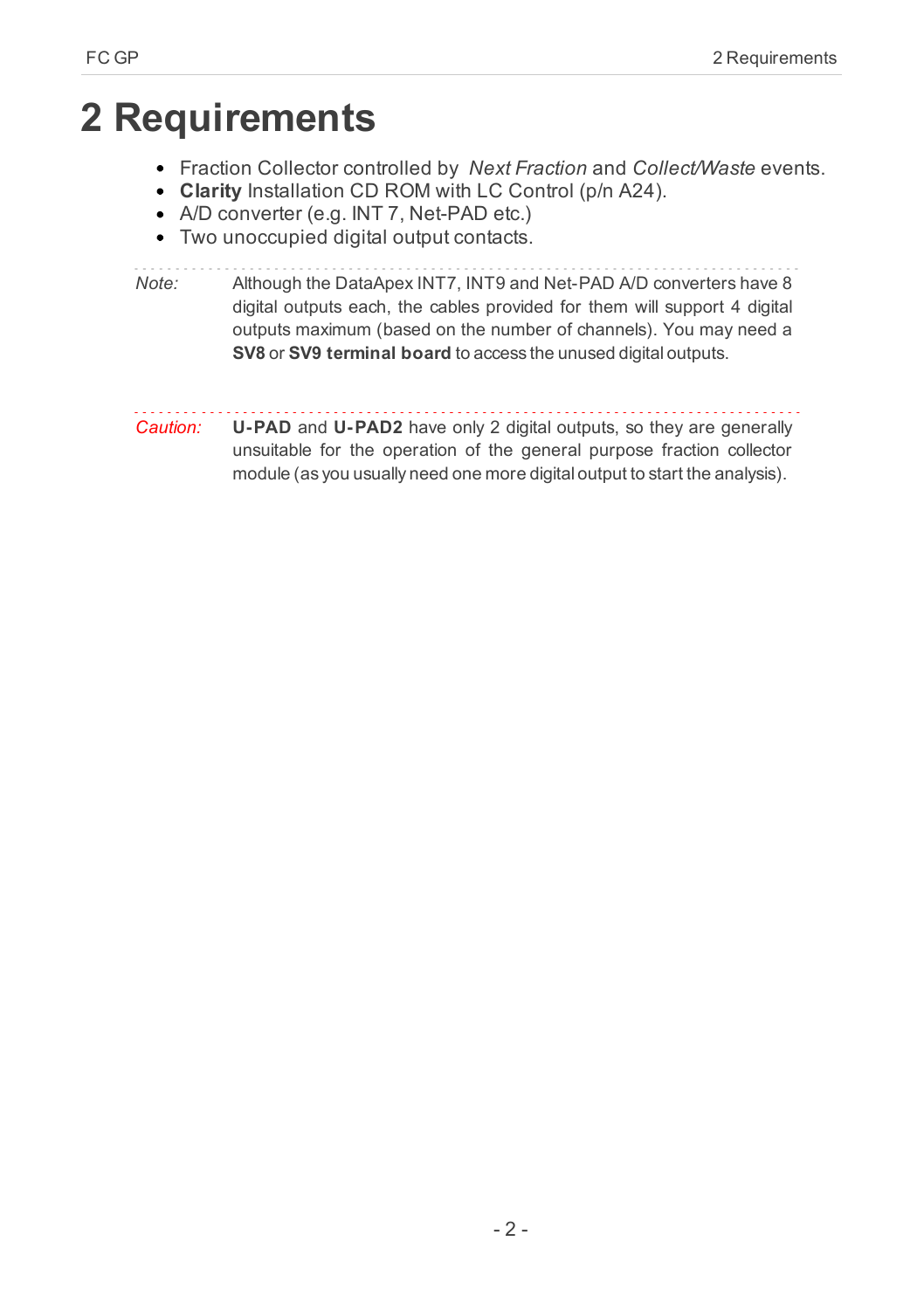# 2 Requirements

- Fraction Collector controlled by *Next Fraction* and *Collect/Waste* events.
- **Clarity** Installation CD ROM with LC Control (p/n A24).
- A/D converter (e.g. INT 7, Net-PAD etc.)
- Two unoccupied digital output contacts.

*Note:* Although the DataApex INT7, INT9 and Net-PAD A/D converters have 8 digital outputs each, the cables provided for them will support 4 digital outputs maximum (based on the number of channels). You may need a **SV8** or **SV9 terminal board** to access the unused digital outputs.

*Caution:* **U-PAD** and **U-PAD2** have only 2 digital outputs, so they are generally unsuitable for the operation of the general purpose fraction collector module (as you usually need one more digital output to start the analysis).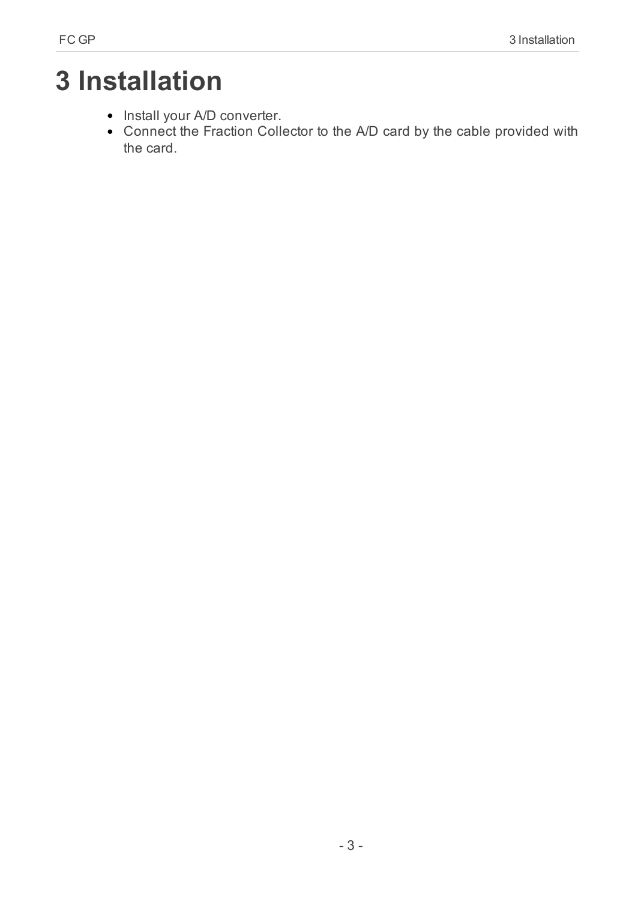# 3 Installation

- Install your A/D converter.
- Connect the Fraction Collector to the A/D card by the cable provided with the card.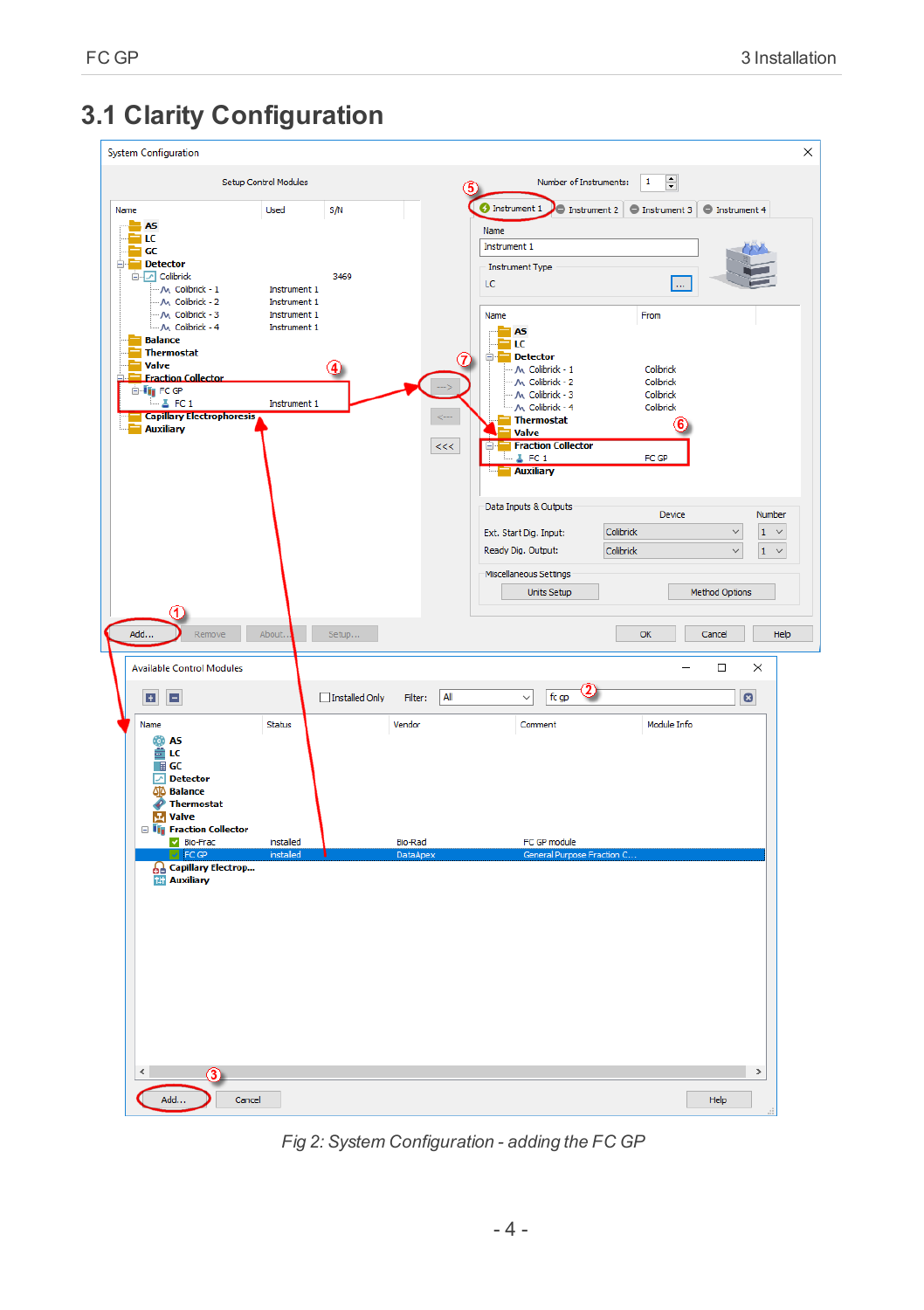## 3.1 Clarity Configuration

Fig 2: System Configuration - adding the FC GP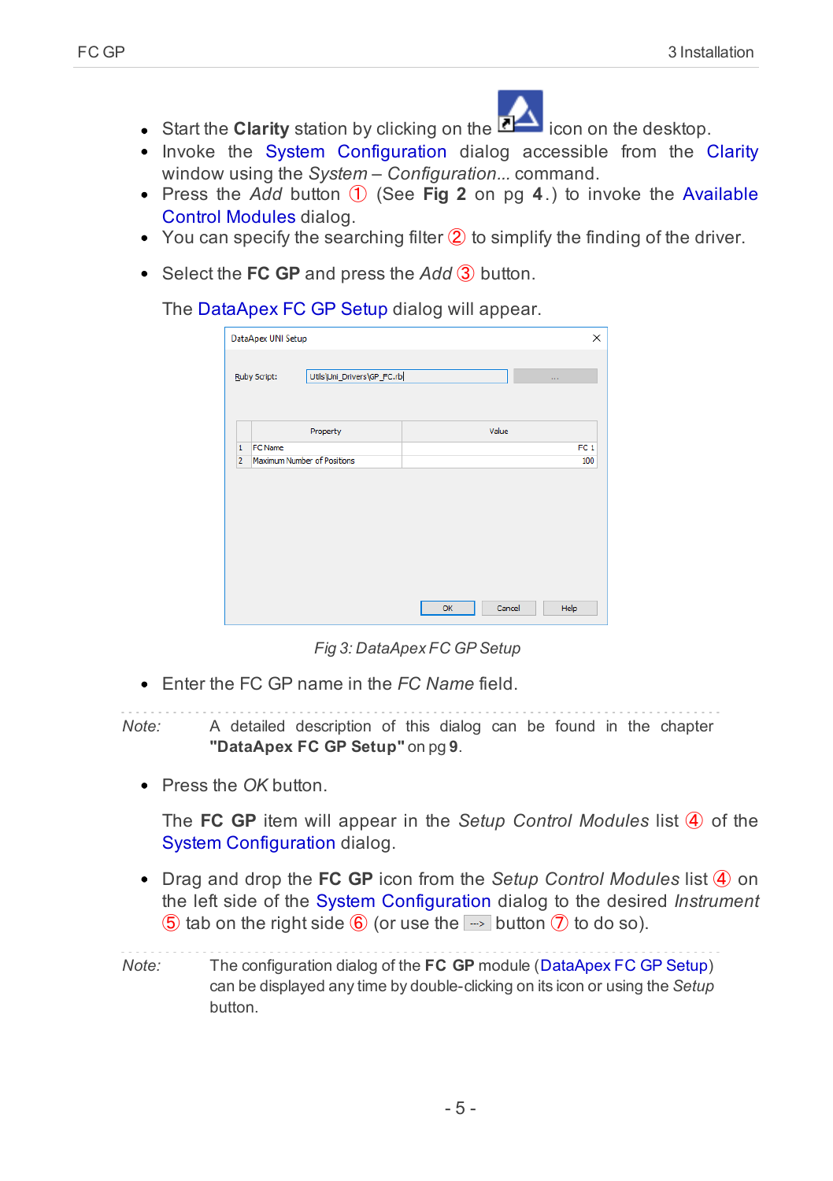- Start the **Clarity** station by clicking on the icon on the desktop.
- Invoke the System Configuration dialog accessible from the Clarity window using the *System – Configuration...* command.
- Press the *Add* button ① (See **Fig 2** on pg **4**.) to invoke the Available Control Modules dialog.
- You can specify the searching filter ② to simplify the finding of the driver.
- Select the **FC GP** and press the *Add* ③ button.

  The DataApex FC GP Setup dialog will appear.

Fig 3: DataApex FC GP Setup

- Enter the FC GP name in the *FC Name* field.

*Note:* A detailed description of this dialog can be found in the chapter **"DataApex FC GP Setup"** on pg **9**.

- Press the *OK* button.

  The **FC GP** item will appear in the *Setup Control Modules* list ④ of the System Configuration dialog.

- Drag and drop the **FC GP** icon from the *Setup Control Modules* list ④ on the left side of the System Configuration dialog to the desired *Instrument* ⑤ tab on the right side ⑥ (or use the --> button ⑦ to do so).

*Note:* The configuration dialog of the **FC GP** module (DataApex FC GP Setup) can be displayed any time by double-clicking on its icon or using the *Setup* button.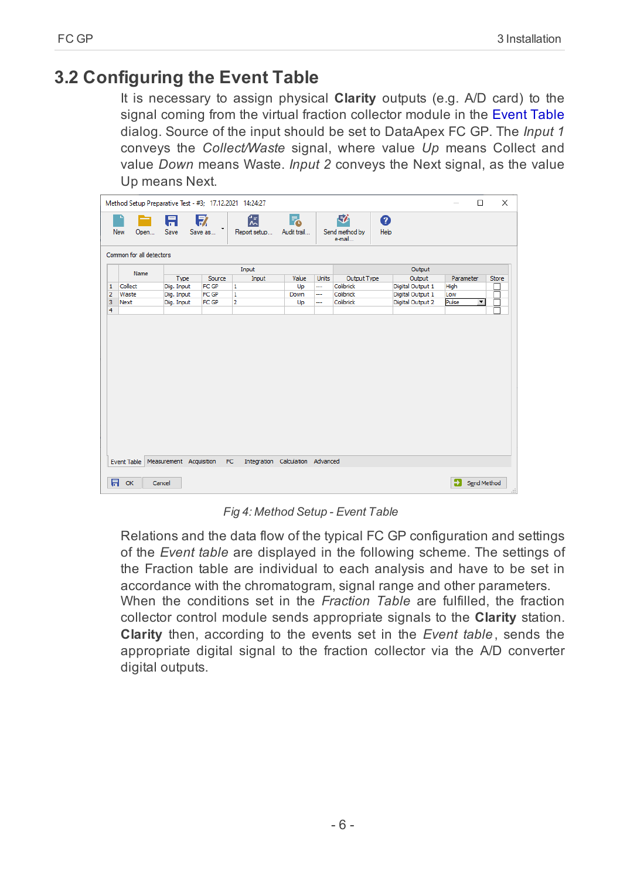## 3.2 Configuring the Event Table

It is necessary to assign physical **Clarity** outputs (e.g. A/D card) to the signal coming from the virtual fraction collector module in the Event Table dialog. Source of the input should be set to DataApex FC GP. The *Input 1* conveys the *Collect/Waste* signal, where value *Up* means Collect and value *Down* means Waste. *Input 2* conveys the Next signal, as the value Up means Next.

*Fig 4: Method Setup - Event Table*

Relations and the data flow of the typical FC GP configuration and settings of the *Event table* are displayed in the following scheme. The settings of the Fraction table are individual to each analysis and have to be set in accordance with the chromatogram, signal range and other parameters.
When the conditions set in the *Fraction Table* are fulfilled, the fraction collector control module sends appropriate signals to the **Clarity** station. **Clarity** then, according to the events set in the *Event table*, sends the appropriate digital signal to the fraction collector via the A/D converter digital outputs.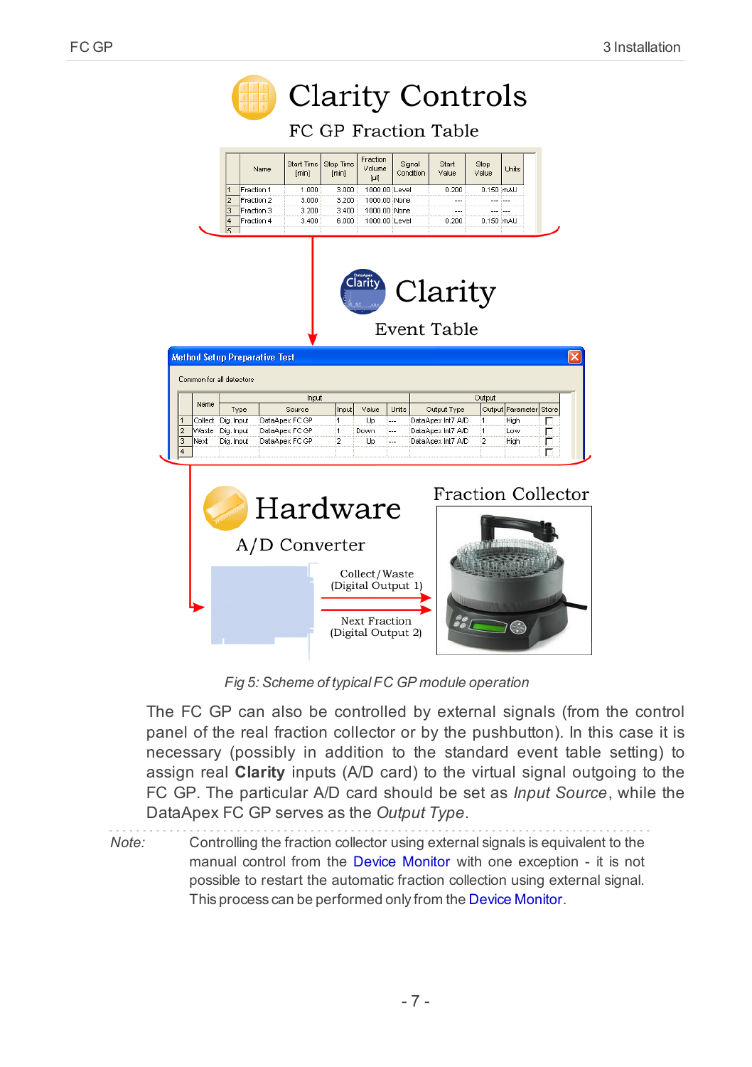Fig 5: Scheme of typical FC GP module operation

The FC GP can also be controlled by external signals (from the control panel of the real fraction collector or by the pushbutton). In this case it is necessary (possibly in addition to the standard event table setting) to assign real **Clarity** inputs (A/D card) to the virtual signal outgoing to the FC GP. The particular A/D card should be set as *Input Source*, while the DataApex FC GP serves as the *Output Type*.

*Note:* Controlling the fraction collector using external signals is equivalent to the manual control from the Device Monitor with one exception - it is not possible to restart the automatic fraction collection using external signal. This process can be performed only from the Device Monitor.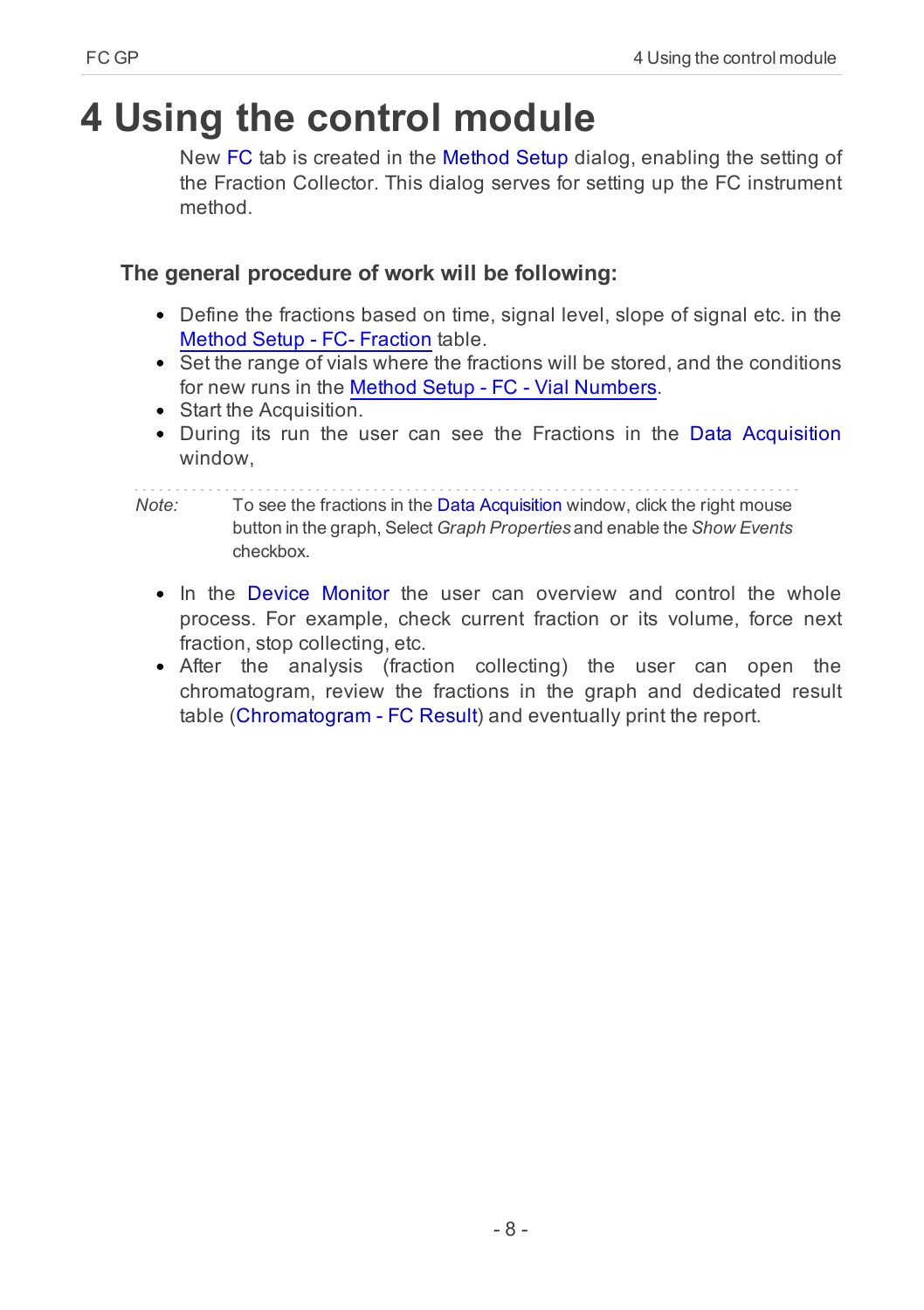# 4 Using the control module

New FC tab is created in the Method Setup dialog, enabling the setting of the Fraction Collector. This dialog serves for setting up the FC instrument method.

### The general procedure of work will be following:

- Define the fractions based on time, signal level, slope of signal etc. in the Method Setup - FC- Fraction table.
- Set the range of vials where the fractions will be stored, and the conditions for new runs in the Method Setup - FC - Vial Numbers.
- Start the Acquisition.
- During its run the user can see the Fractions in the Data Acquisition window,

*Note:* To see the fractions in the Data Acquisition window, click the right mouse button in the graph, Select *Graph Properties* and enable the *Show Events* checkbox.

- In the Device Monitor the user can overview and control the whole process. For example, check current fraction or its volume, force next fraction, stop collecting, etc.
- After the analysis (fraction collecting) the user can open the chromatogram, review the fractions in the graph and dedicated result table (Chromatogram - FC Result) and eventually print the report.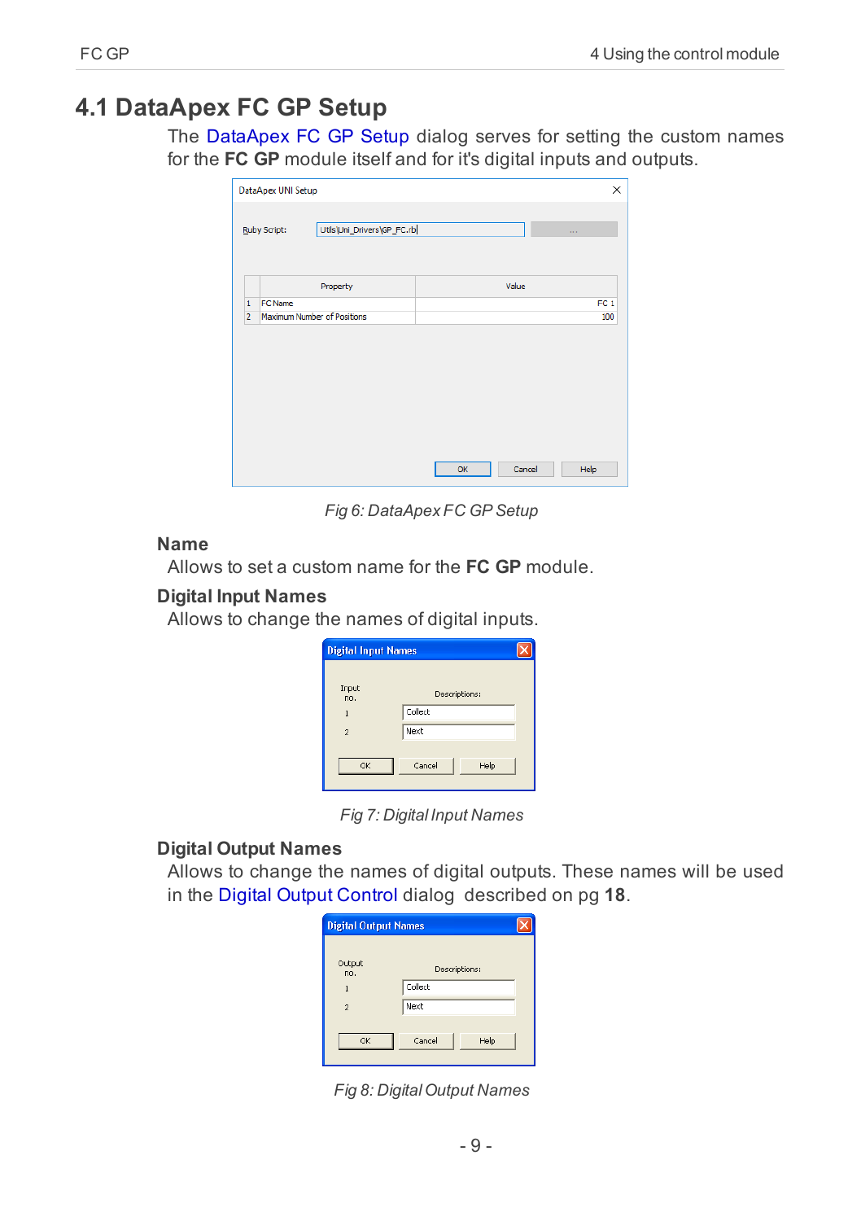## 4.1 DataApex FC GP Setup

The DataApex FC GP Setup dialog serves for setting the custom names for the **FC GP** module itself and for it's digital inputs and outputs.

*Fig 6: DataApex FC GP Setup*

### Name

Allows to set a custom name for the **FC GP** module.

### Digital Input Names

Allows to change the names of digital inputs.

*Fig 7: Digital Input Names*

### Digital Output Names

Allows to change the names of digital outputs. These names will be used in the Digital Output Control dialog described on pg **18**.

*Fig 8: Digital Output Names*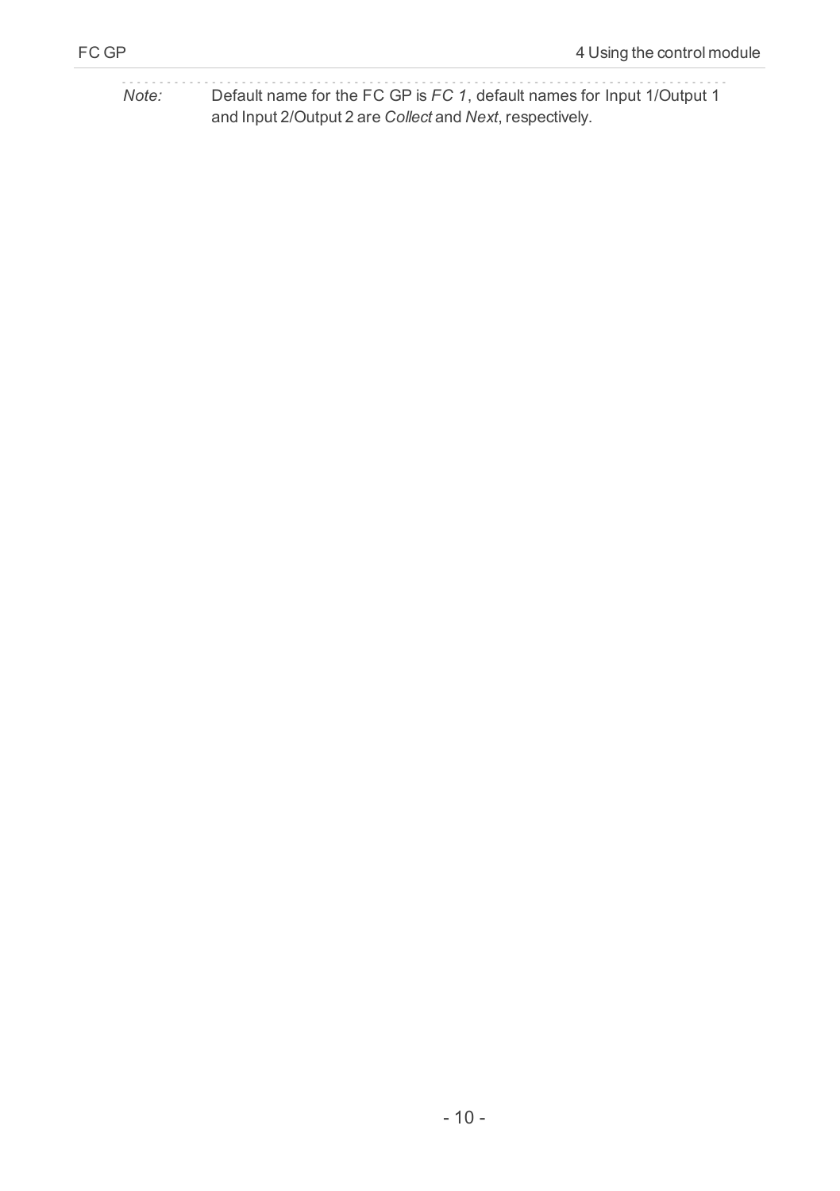*Note:* Default name for the FC GP is *FC 1*, default names for Input 1/Output 1 and Input 2/Output 2 are *Collect* and *Next*, respectively.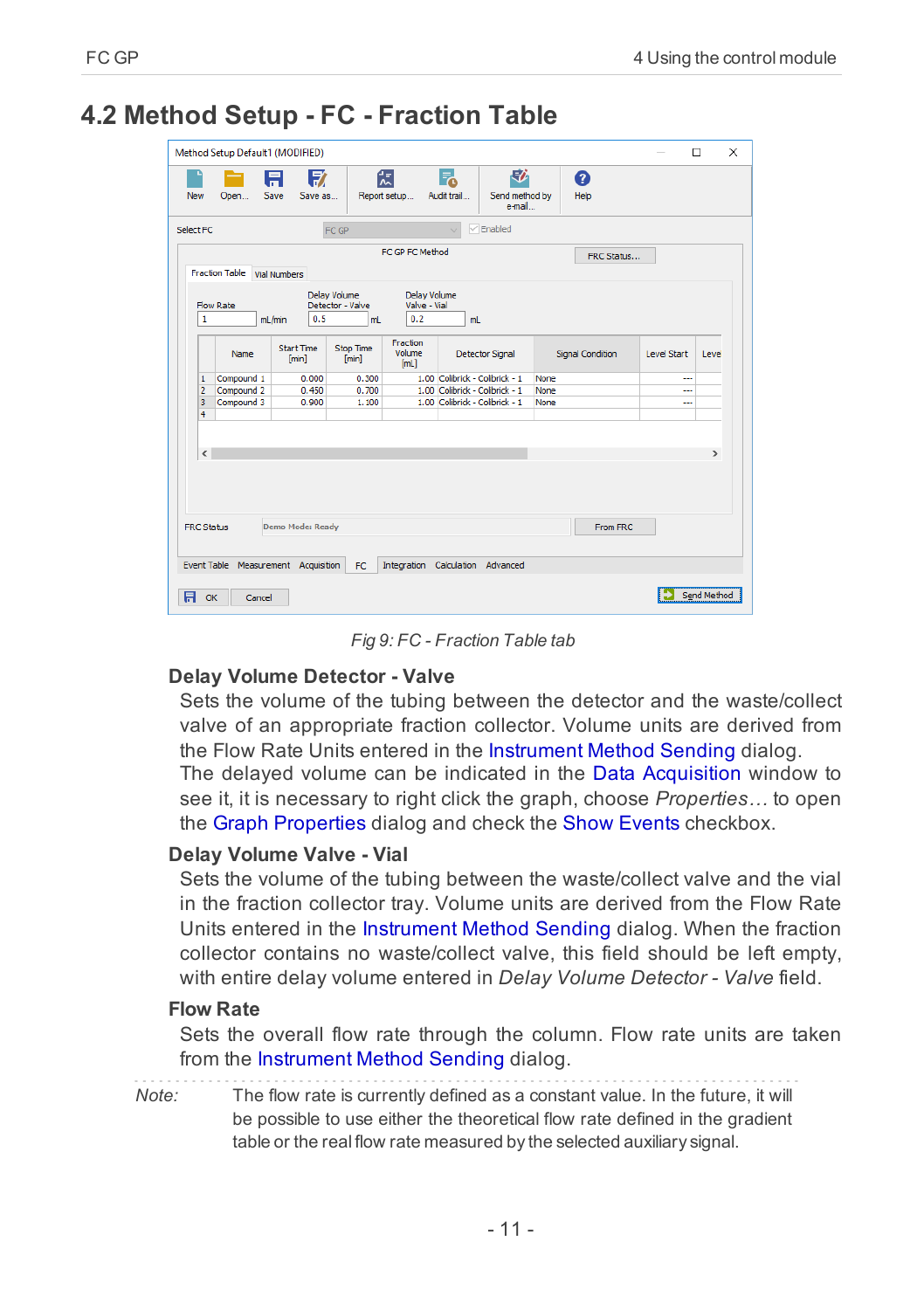## 4.2 Method Setup - FC - Fraction Table

Fig 9: FC - Fraction Table tab

### Delay Volume Detector - Valve

Sets the volume of the tubing between the detector and the waste/collect valve of an appropriate fraction collector. Volume units are derived from the Flow Rate Units entered in the Instrument Method Sending dialog. The delayed volume can be indicated in the Data Acquisition window to see it, it is necessary to right click the graph, choose *Properties…* to open the Graph Properties dialog and check the Show Events checkbox.

### Delay Volume Valve - Vial

Sets the volume of the tubing between the waste/collect valve and the vial in the fraction collector tray. Volume units are derived from the Flow Rate Units entered in the Instrument Method Sending dialog. When the fraction collector contains no waste/collect valve, this field should be left empty, with entire delay volume entered in *Delay Volume Detector - Valve* field.

### Flow Rate

Sets the overall flow rate through the column. Flow rate units are taken from the Instrument Method Sending dialog.

*Note:* The flow rate is currently defined as a constant value. In the future, it will be possible to use either the theoretical flow rate defined in the gradient table or the real flow rate measured by the selected auxiliary signal.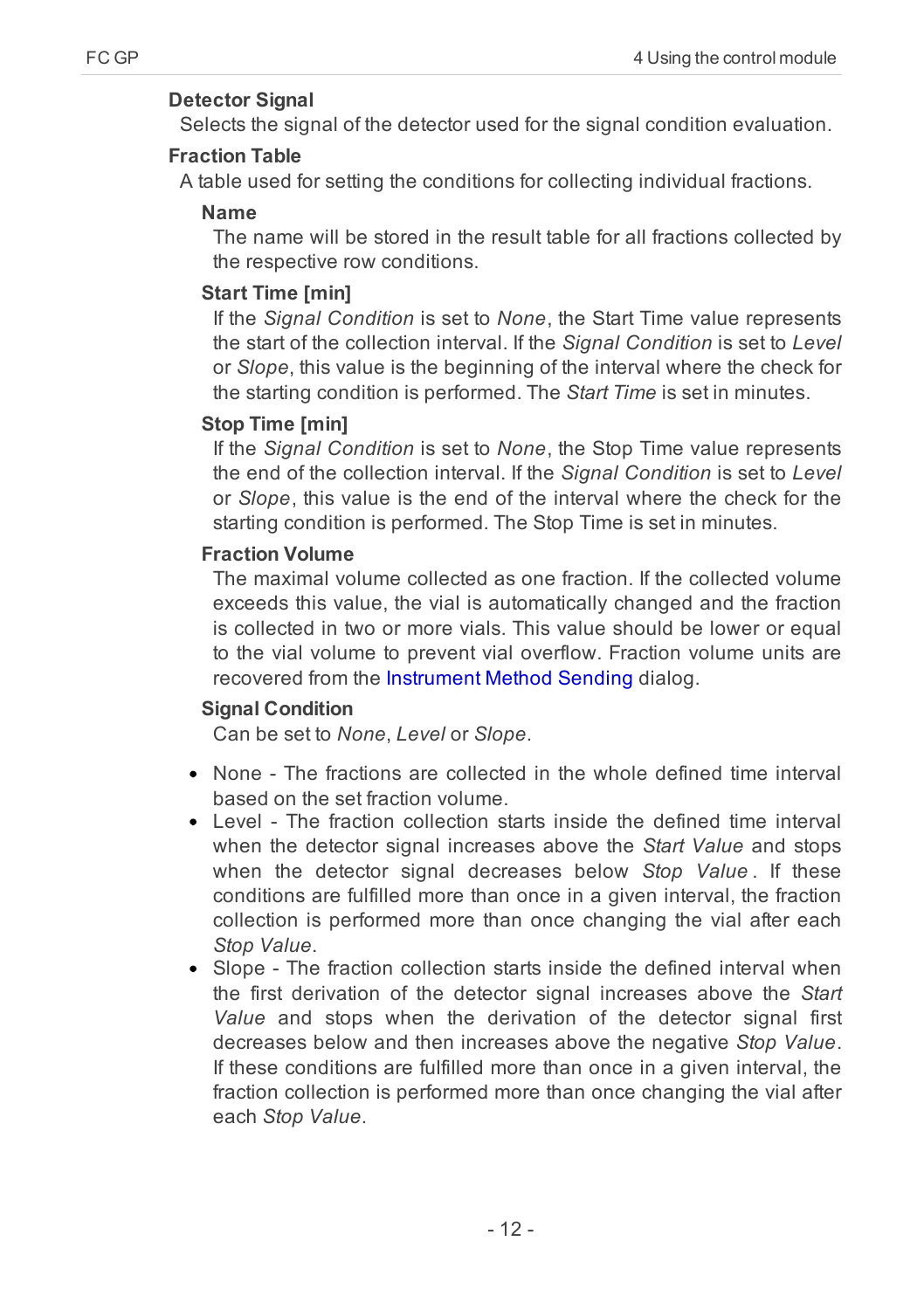#### Detector Signal

Selects the signal of the detector used for the signal condition evaluation.

#### Fraction Table

A table used for setting the conditions for collecting individual fractions.

##### Name

The name will be stored in the result table for all fractions collected by the respective row conditions.

##### Start Time [min]

If the *Signal Condition* is set to *None*, the Start Time value represents the start of the collection interval. If the *Signal Condition* is set to *Level* or *Slope*, this value is the beginning of the interval where the check for the starting condition is performed. The *Start Time* is set in minutes.

##### Stop Time [min]

If the *Signal Condition* is set to *None*, the Stop Time value represents the end of the collection interval. If the *Signal Condition* is set to *Level* or *Slope*, this value is the end of the interval where the check for the starting condition is performed. The Stop Time is set in minutes.

##### Fraction Volume

The maximal volume collected as one fraction. If the collected volume exceeds this value, the vial is automatically changed and the fraction is collected in two or more vials. This value should be lower or equal to the vial volume to prevent vial overflow. Fraction volume units are recovered from the Instrument Method Sending dialog.

##### Signal Condition

Can be set to *None*, *Level* or *Slope*.

- None - The fractions are collected in the whole defined time interval based on the set fraction volume.
- Level - The fraction collection starts inside the defined time interval when the detector signal increases above the *Start Value* and stops when the detector signal decreases below *Stop Value*. If these conditions are fulfilled more than once in a given interval, the fraction collection is performed more than once changing the vial after each *Stop Value*.
- Slope - The fraction collection starts inside the defined interval when the first derivation of the detector signal increases above the *Start Value* and stops when the derivation of the detector signal first decreases below and then increases above the negative *Stop Value*. If these conditions are fulfilled more than once in a given interval, the fraction collection is performed more than once changing the vial after each *Stop Value*.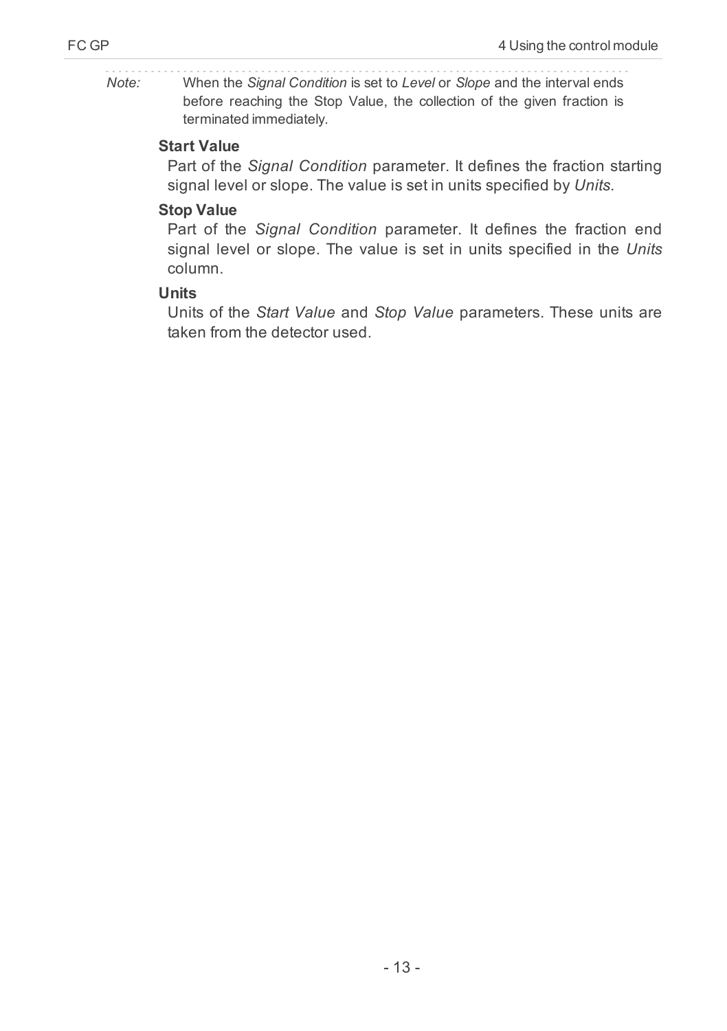*Note:* When the *Signal Condition* is set to *Level* or *Slope* and the interval ends before reaching the Stop Value, the collection of the given fraction is terminated immediately.

**Start Value**

Part of the *Signal Condition* parameter. It defines the fraction starting signal level or slope. The value is set in units specified by *Units*.

**Stop Value**

Part of the *Signal Condition* parameter. It defines the fraction end signal level or slope. The value is set in units specified in the *Units* column.

**Units**

Units of the *Start Value* and *Stop Value* parameters. These units are taken from the detector used.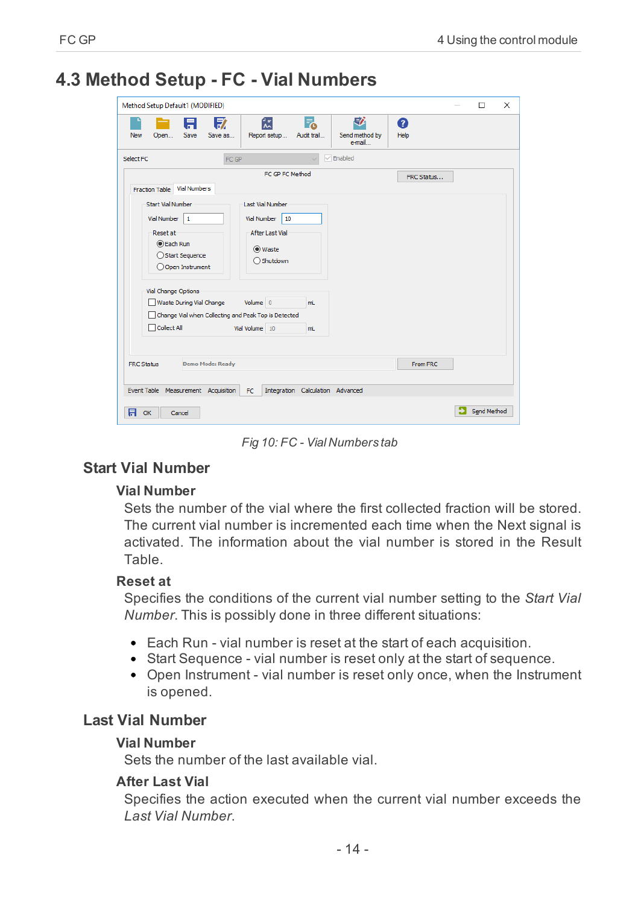# 4.3 Method Setup - FC - Vial Numbers

*Fig 10: FC - Vial Numbers tab*

## Start Vial Number

### Vial Number

Sets the number of the vial where the first collected fraction will be stored. The current vial number is incremented each time when the Next signal is activated. The information about the vial number is stored in the Result Table.

### Reset at

Specifies the conditions of the current vial number setting to the *Start Vial Number*. This is possibly done in three different situations:

- Each Run - vial number is reset at the start of each acquisition.
- Start Sequence - vial number is reset only at the start of sequence.
- Open Instrument - vial number is reset only once, when the Instrument is opened.

## Last Vial Number

### Vial Number

Sets the number of the last available vial.

### After Last Vial

Specifies the action executed when the current vial number exceeds the *Last Vial Number*.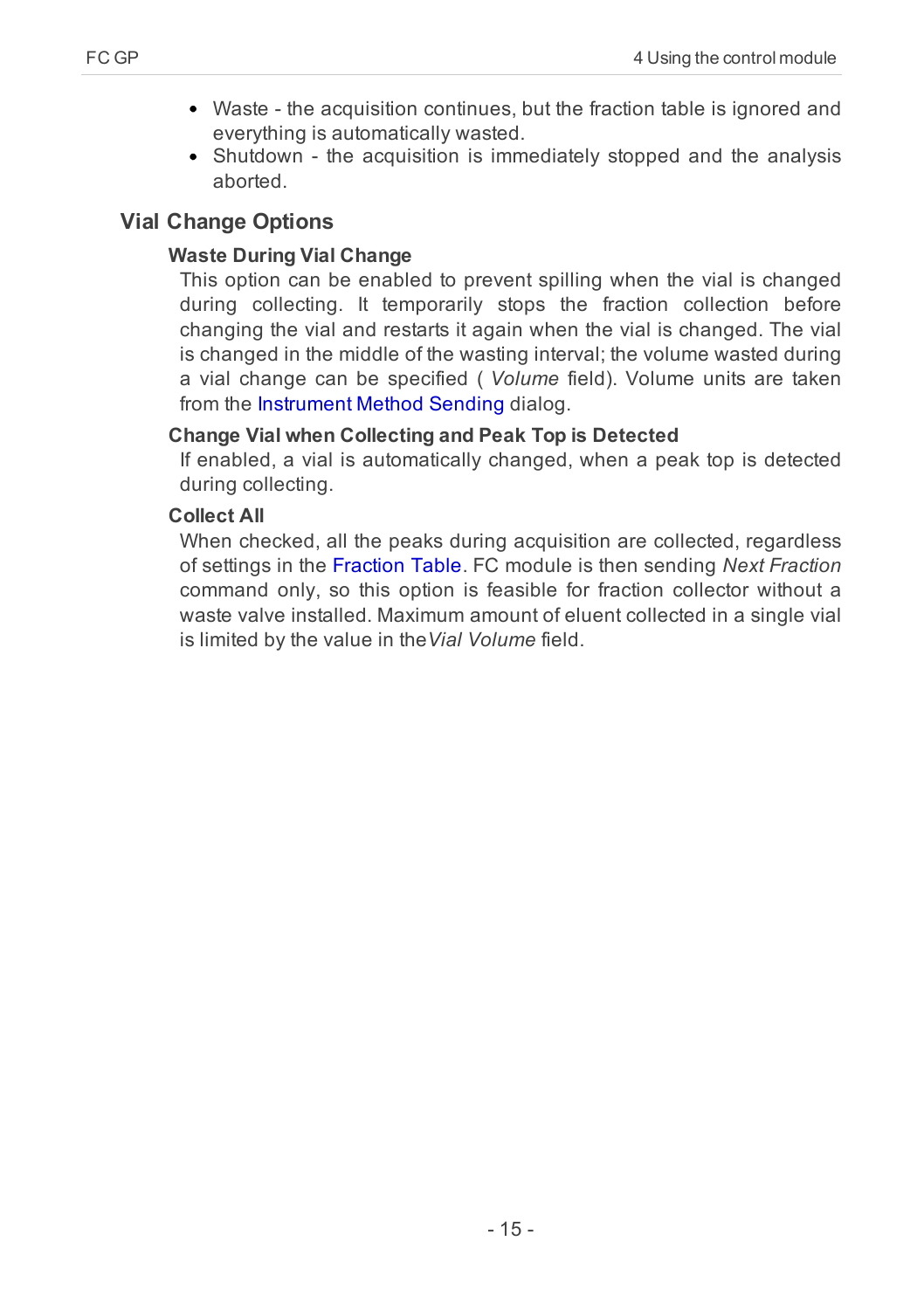- Waste - the acquisition continues, but the fraction table is ignored and everything is automatically wasted.
- Shutdown - the acquisition is immediately stopped and the analysis aborted.

## Vial Change Options

### Waste During Vial Change

This option can be enabled to prevent spilling when the vial is changed during collecting. It temporarily stops the fraction collection before changing the vial and restarts it again when the vial is changed. The vial is changed in the middle of the wasting interval; the volume wasted during a vial change can be specified ( *Volume* field). Volume units are taken from the Instrument Method Sending dialog.

### Change Vial when Collecting and Peak Top is Detected

If enabled, a vial is automatically changed, when a peak top is detected during collecting.

### Collect All

When checked, all the peaks during acquisition are collected, regardless of settings in the Fraction Table. FC module is then sending *Next Fraction* command only, so this option is feasible for fraction collector without a waste valve installed. Maximum amount of eluent collected in a single vial is limited by the value in the *Vial Volume* field.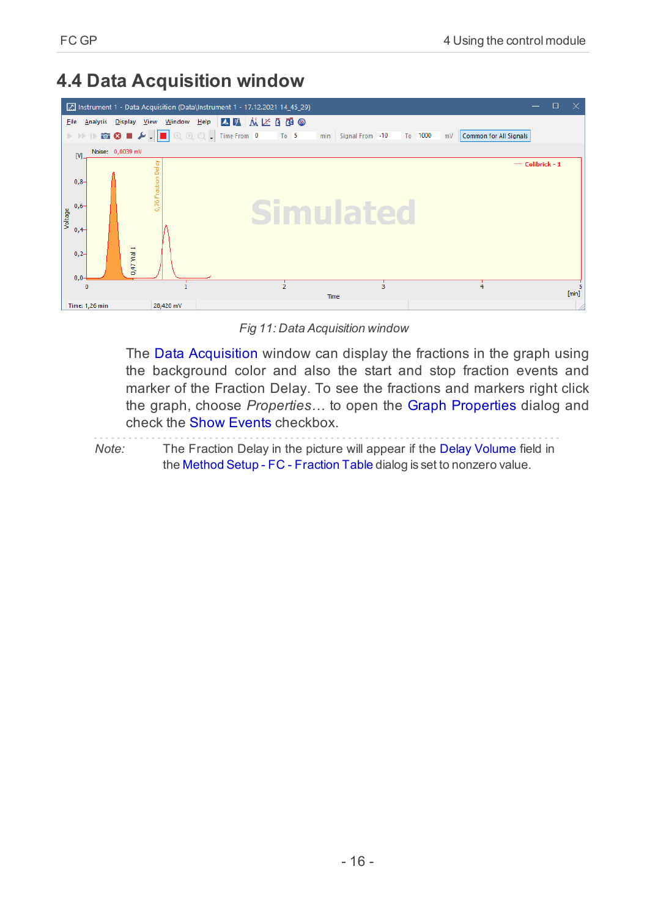## 4.4 Data Acquisition window

Fig 11: Data Acquisition window

The Data Acquisition window can display the fractions in the graph using the background color and also the start and stop fraction events and marker of the Fraction Delay. To see the fractions and markers right click the graph, choose *Properties…* to open the Graph Properties dialog and check the Show Events checkbox.

*Note:* The Fraction Delay in the picture will appear if the Delay Volume field in the Method Setup - FC - Fraction Table dialog is set to nonzero value.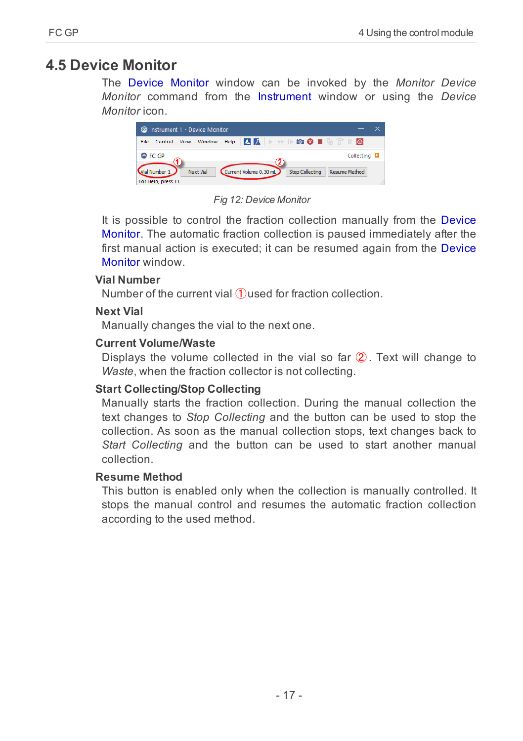## 4.5 Device Monitor

The Device Monitor window can be invoked by the *Monitor Device Monitor* command from the Instrument window or using the *Device Monitor* icon.

*Fig 12: Device Monitor*

It is possible to control the fraction collection manually from the Device Monitor. The automatic fraction collection is paused immediately after the first manual action is executed; it can be resumed again from the Device Monitor window.

**Vial Number**

Number of the current vial ① used for fraction collection.

**Next Vial**

Manually changes the vial to the next one.

**Current Volume/Waste**

Displays the volume collected in the vial so far ②. Text will change to *Waste*, when the fraction collector is not collecting.

**Start Collecting/Stop Collecting**

Manually starts the fraction collection. During the manual collection the text changes to *Stop Collecting* and the button can be used to stop the collection. As soon as the manual collection stops, text changes back to *Start Collecting* and the button can be used to start another manual collection.

**Resume Method**

This button is enabled only when the collection is manually controlled. It stops the manual control and resumes the automatic fraction collection according to the used method.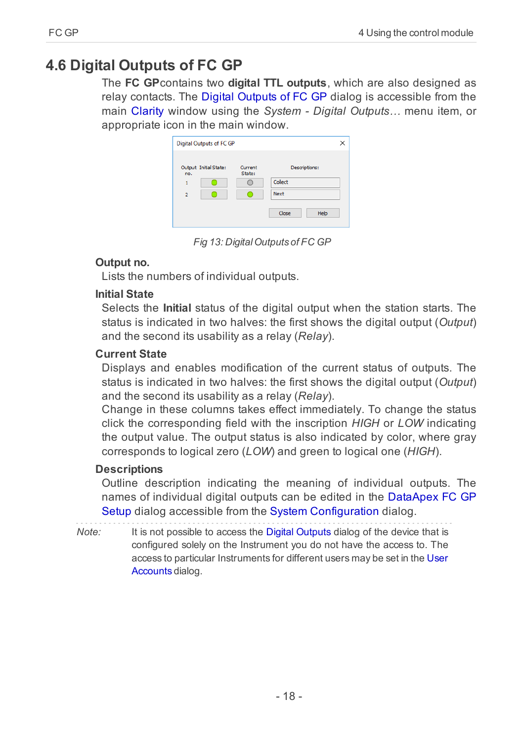## 4.6 Digital Outputs of FC GP

The **FC GP** contains two **digital TTL outputs**, which are also designed as relay contacts. The Digital Outputs of FC GP dialog is accessible from the main Clarity window using the *System - Digital Outputs…* menu item, or appropriate icon in the main window.

*Fig 13: Digital Outputs of FC GP*

**Output no.**

Lists the numbers of individual outputs.

**Initial State**

Selects the **Initial** status of the digital output when the station starts. The status is indicated in two halves: the first shows the digital output (*Output*) and the second its usability as a relay (*Relay*).

**Current State**

Displays and enables modification of the current status of outputs. The status is indicated in two halves: the first shows the digital output (*Output*) and the second its usability as a relay (*Relay*).

Change in these columns takes effect immediately. To change the status click the corresponding field with the inscription *HIGH* or *LOW* indicating the output value. The output status is also indicated by color, where gray corresponds to logical zero (*LOW*) and green to logical one (*HIGH*).

**Descriptions**

Outline description indicating the meaning of individual outputs. The names of individual digital outputs can be edited in the DataApex FC GP Setup dialog accessible from the System Configuration dialog.

---

*Note:* It is not possible to access the Digital Outputs dialog of the device that is configured solely on the Instrument you do not have the access to. The access to particular Instruments for different users may be set in the User Accounts dialog.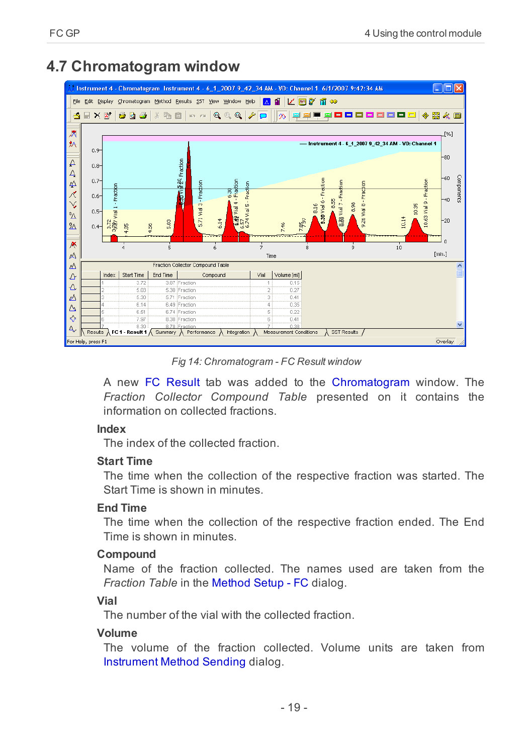## 4.7 Chromatogram window

Fig 14: Chromatogram - FC Result window

A new FC Result tab was added to the Chromatogram window. The *Fraction Collector Compound Table* presented on it contains the information on collected fractions.

**Index**

The index of the collected fraction.

**Start Time**

The time when the collection of the respective fraction was started. The Start Time is shown in minutes.

**End Time**

The time when the collection of the respective fraction ended. The End Time is shown in minutes.

**Compound**

Name of the fraction collected. The names used are taken from the *Fraction Table* in the Method Setup - FC dialog.

**Vial**

The number of the vial with the collected fraction.

**Volume**

The volume of the fraction collected. Volume units are taken from Instrument Method Sending dialog.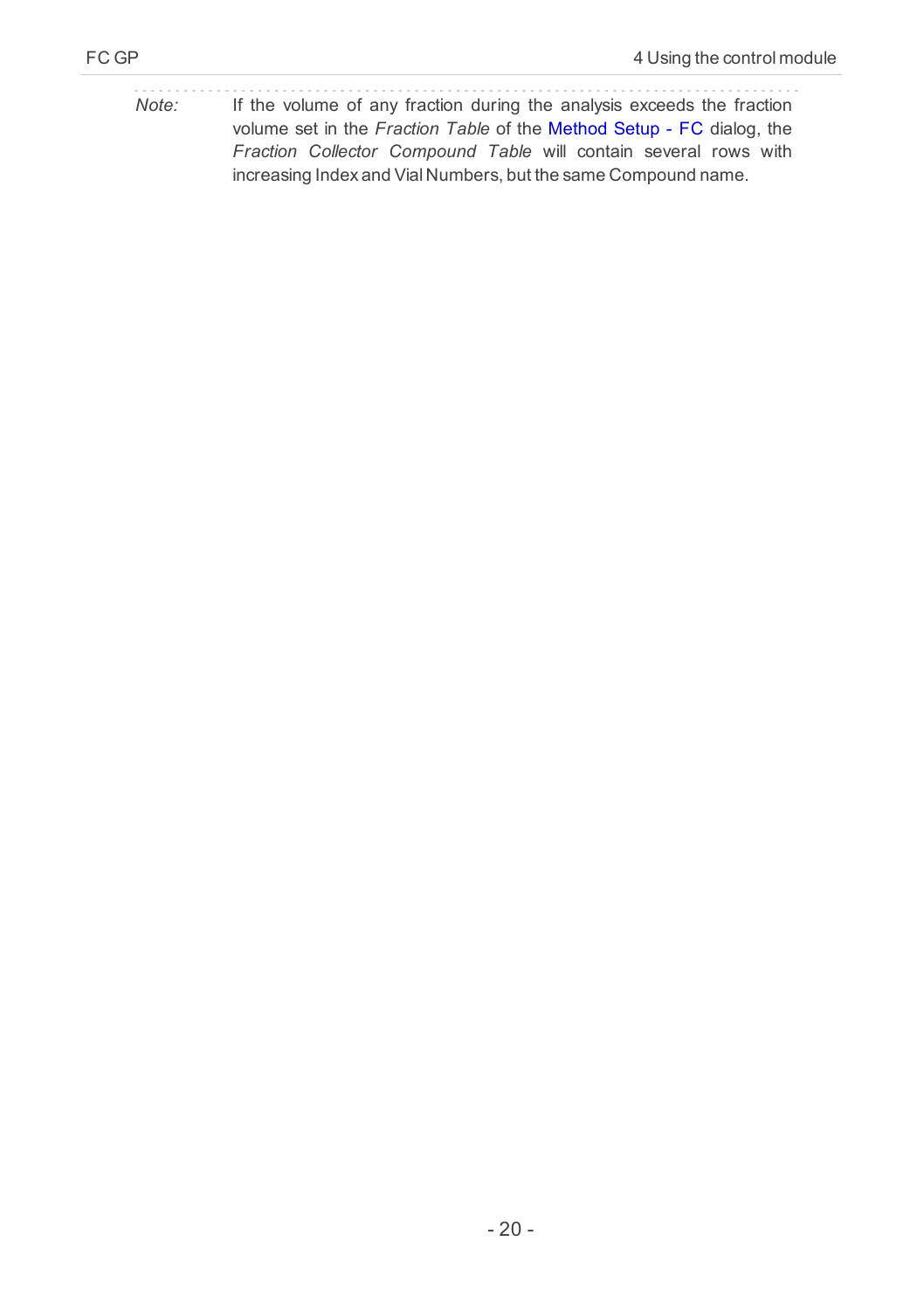*Note:* If the volume of any fraction during the analysis exceeds the fraction volume set in the *Fraction Table* of the Method Setup - FC dialog, the *Fraction Collector Compound Table* will contain several rows with increasing Index and Vial Numbers, but the same Compound name.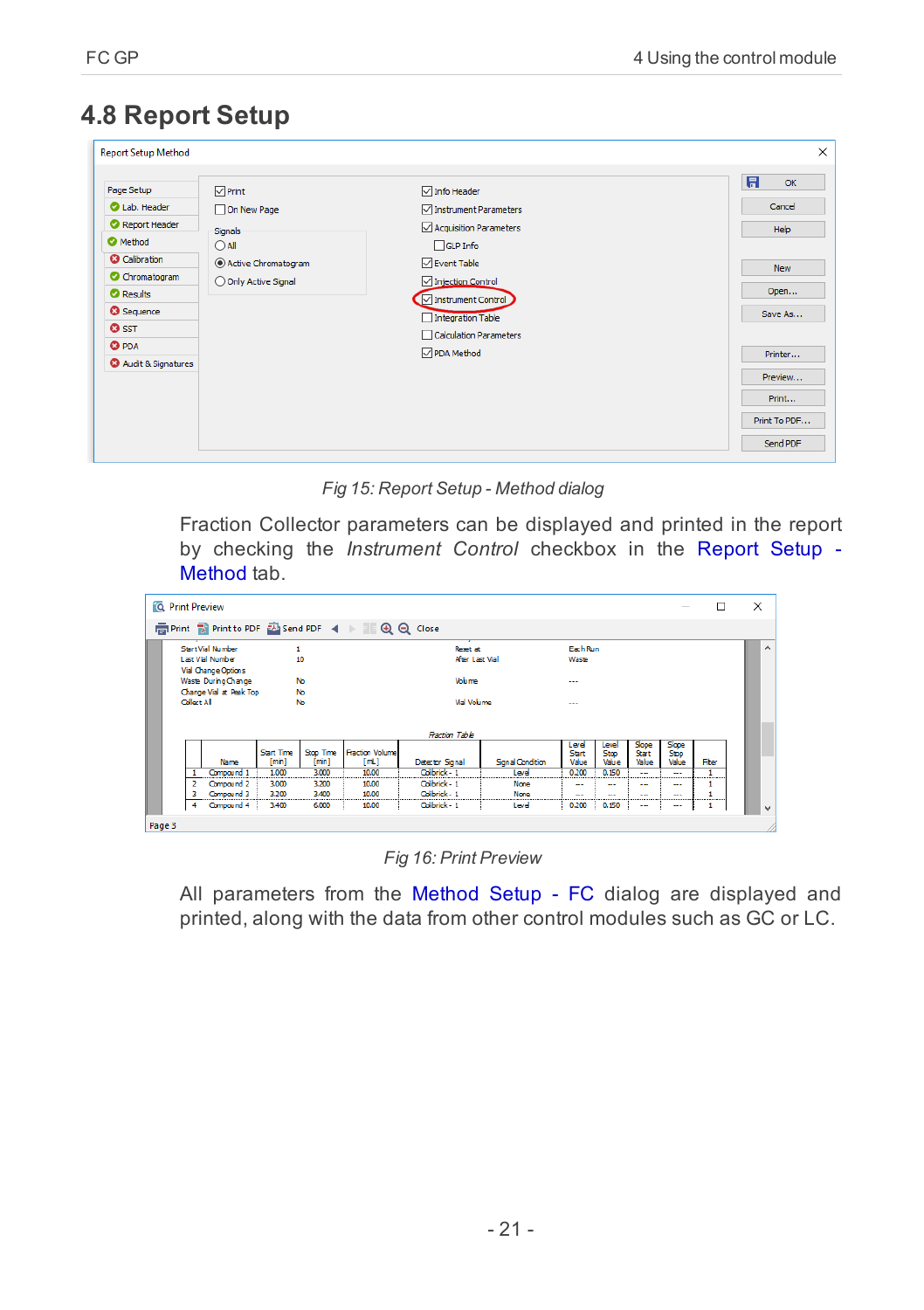## 4.8 Report Setup

Fig 15: Report Setup - Method dialog

Fraction Collector parameters can be displayed and printed in the report by checking the *Instrument Control* checkbox in the Report Setup - Method tab.

Fig 16: Print Preview

All parameters from the Method Setup - FC dialog are displayed and printed, along with the data from other control modules such as GC or LC.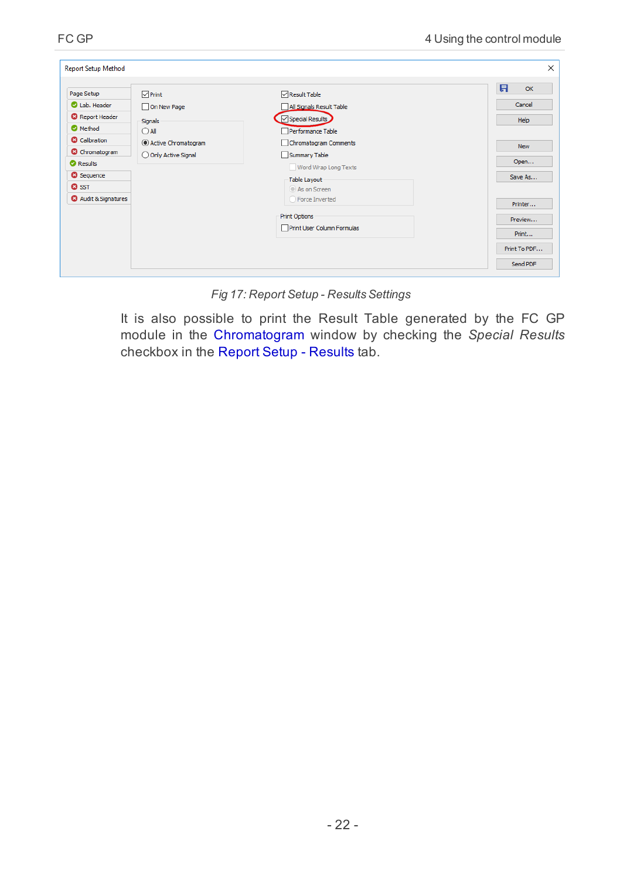Fig 17: Report Setup - Results Settings

It is also possible to print the Result Table generated by the FC GP module in the Chromatogram window by checking the *Special Results* checkbox in the Report Setup - Results tab.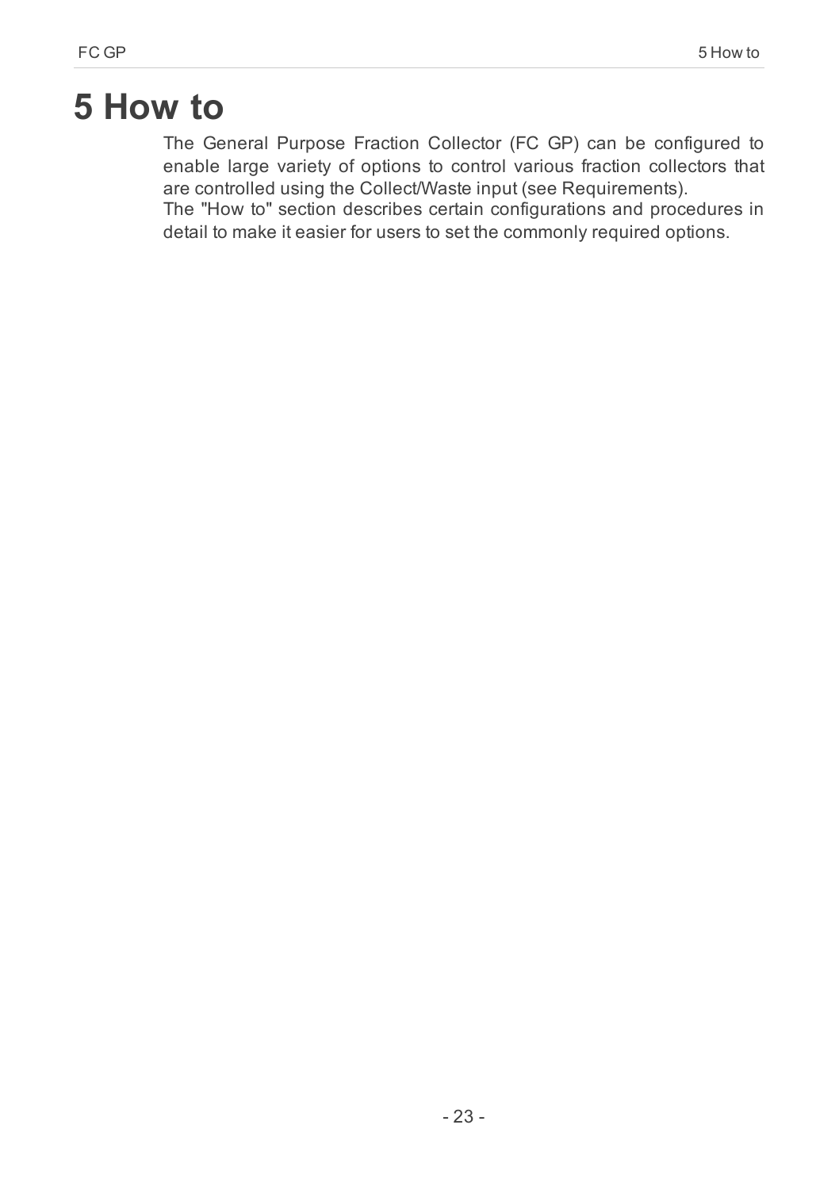# 5 How to

The General Purpose Fraction Collector (FC GP) can be configured to enable large variety of options to control various fraction collectors that are controlled using the Collect/Waste input (see Requirements).
The "How to" section describes certain configurations and procedures in detail to make it easier for users to set the commonly required options.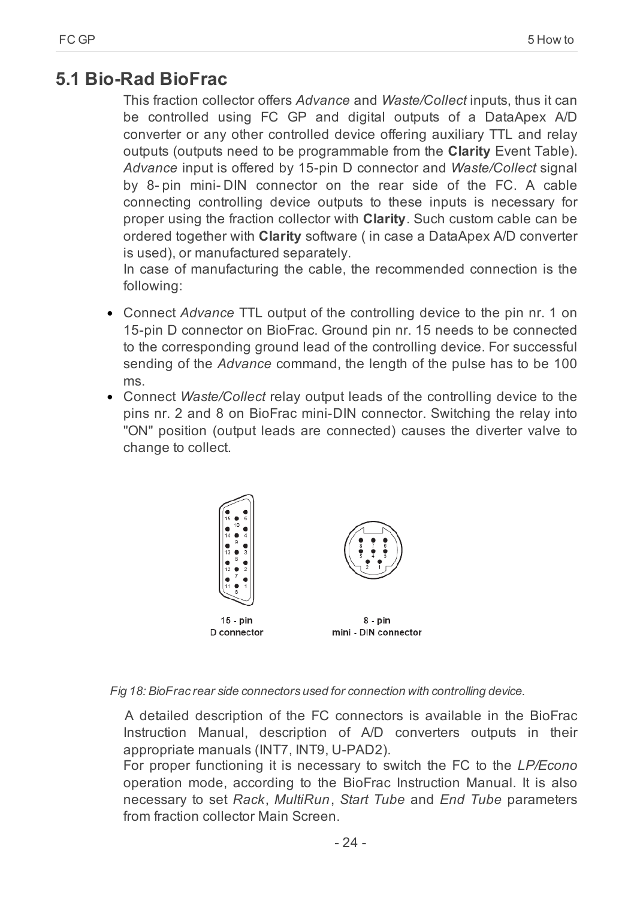## 5.1 Bio-Rad BioFrac

This fraction collector offers *Advance* and *Waste/Collect* inputs, thus it can be controlled using FC GP and digital outputs of a DataApex A/D converter or any other controlled device offering auxiliary TTL and relay outputs (outputs need to be programmable from the **Clarity** Event Table). *Advance* input is offered by 15-pin D connector and *Waste/Collect* signal by 8-pin mini-DIN connector on the rear side of the FC. A cable connecting controlling device outputs to these inputs is necessary for proper using the fraction collector with **Clarity**. Such custom cable can be ordered together with **Clarity** software ( in case a DataApex A/D converter is used), or manufactured separately.

In case of manufacturing the cable, the recommended connection is the following:

- Connect *Advance* TTL output of the controlling device to the pin nr. 1 on 15-pin D connector on BioFrac. Ground pin nr. 15 needs to be connected to the corresponding ground lead of the controlling device. For successful sending of the *Advance* command, the length of the pulse has to be 100 ms.
- Connect *Waste/Collect* relay output leads of the controlling device to the pins nr. 2 and 8 on BioFrac mini-DIN connector. Switching the relay into "ON" position (output leads are connected) causes the diverter valve to change to collect.

15 - pin
D connector

8 - pin
mini - DIN connector

*Fig 18: BioFrac rear side connectors used for connection with controlling device.*

A detailed description of the FC connectors is available in the BioFrac Instruction Manual, description of A/D converters outputs in their appropriate manuals (INT7, INT9, U-PAD2).

For proper functioning it is necessary to switch the FC to the *LP/Econo* operation mode, according to the BioFrac Instruction Manual. It is also necessary to set *Rack*, *MultiRun*, *Start Tube* and *End Tube* parameters from fraction collector Main Screen.